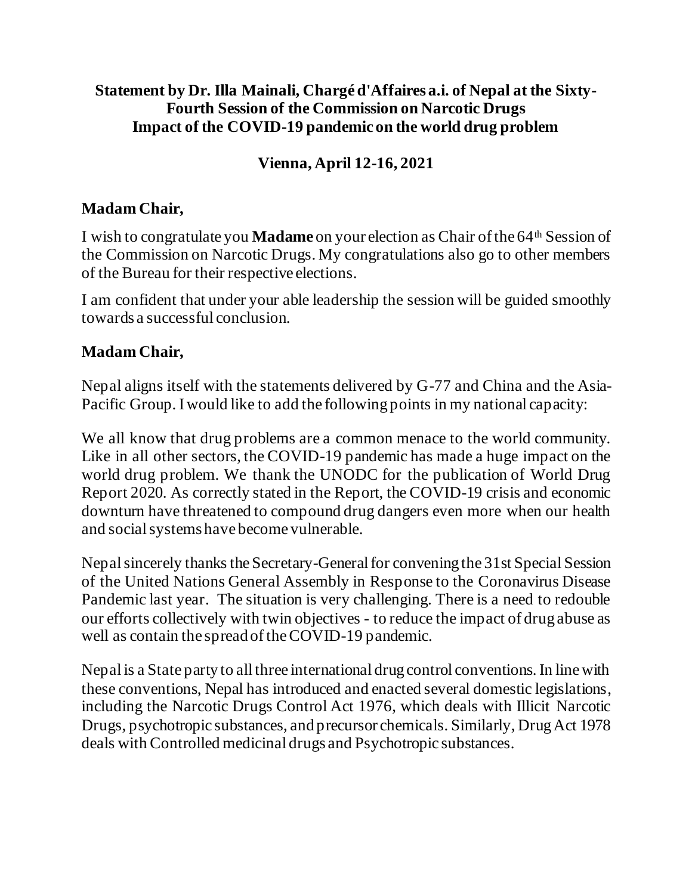**Statement by Dr. Illa Mainali, Chargé d'Affaires a.i. of Nepal at the Sixty-Fourth Session of the Commission on Narcotic Drugs**
**Impact of the COVID-19 pandemic on the world drug problem**

**Vienna, April 12-16, 2021**

**Madam Chair,**

I wish to congratulate you **Madame** on your election as Chair of the 64th Session of the Commission on Narcotic Drugs. My congratulations also go to other members of the Bureau for their respective elections.

I am confident that under your able leadership the session will be guided smoothly towards a successful conclusion.

**Madam Chair,**

Nepal aligns itself with the statements delivered by G-77 and China and the Asia-Pacific Group. I would like to add the following points in my national capacity:

We all know that drug problems are a common menace to the world community. Like in all other sectors, the COVID-19 pandemic has made a huge impact on the world drug problem. We thank the UNODC for the publication of World Drug Report 2020. As correctly stated in the Report, the COVID-19 crisis and economic downturn have threatened to compound drug dangers even more when our health and social systems have become vulnerable.

Nepal sincerely thanks the Secretary-General for convening the 31st Special Session of the United Nations General Assembly in Response to the Coronavirus Disease Pandemic last year. The situation is very challenging. There is a need to redouble our efforts collectively with twin objectives - to reduce the impact of drug abuse as well as contain the spread of the COVID-19 pandemic.

Nepal is a State party to all three international drug control conventions. In line with these conventions, Nepal has introduced and enacted several domestic legislations, including the Narcotic Drugs Control Act 1976, which deals with Illicit Narcotic Drugs, psychotropic substances, and precursor chemicals. Similarly, Drug Act 1978 deals with Controlled medicinal drugs and Psychotropic substances.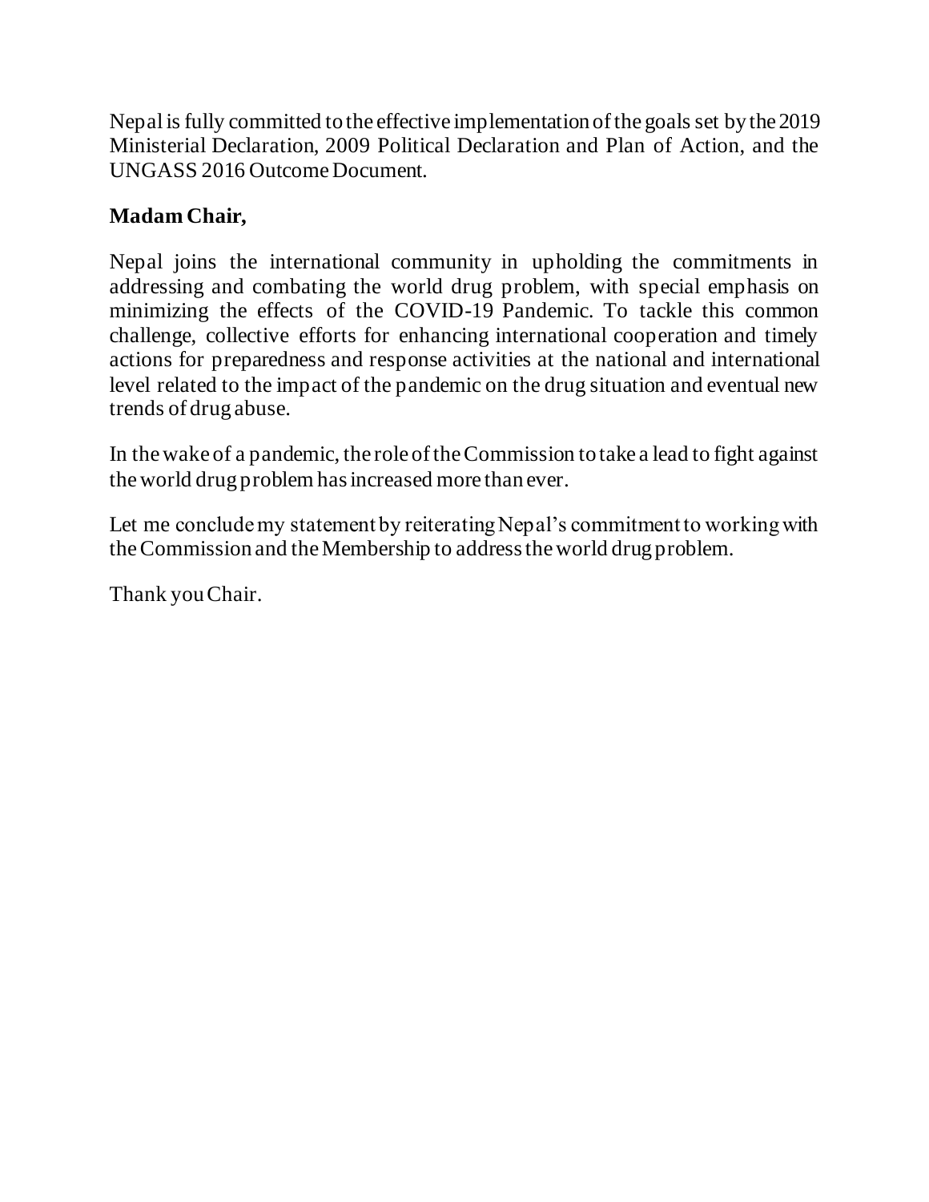Nepal is fully committed to the effective implementation of the goals set by the 2019 Ministerial Declaration, 2009 Political Declaration and Plan of Action, and the UNGASS 2016 Outcome Document.

**Madam Chair,**

Nepal joins the international community in upholding the commitments in addressing and combating the world drug problem, with special emphasis on minimizing the effects of the COVID-19 Pandemic. To tackle this common challenge, collective efforts for enhancing international cooperation and timely actions for preparedness and response activities at the national and international level related to the impact of the pandemic on the drug situation and eventual new trends of drug abuse.

In the wake of a pandemic, the role of the Commission to take a lead to fight against the world drug problem has increased more than ever.

Let me conclude my statement by reiterating Nepal's commitment to working with the Commission and the Membership to address the world drug problem.

Thank you Chair.